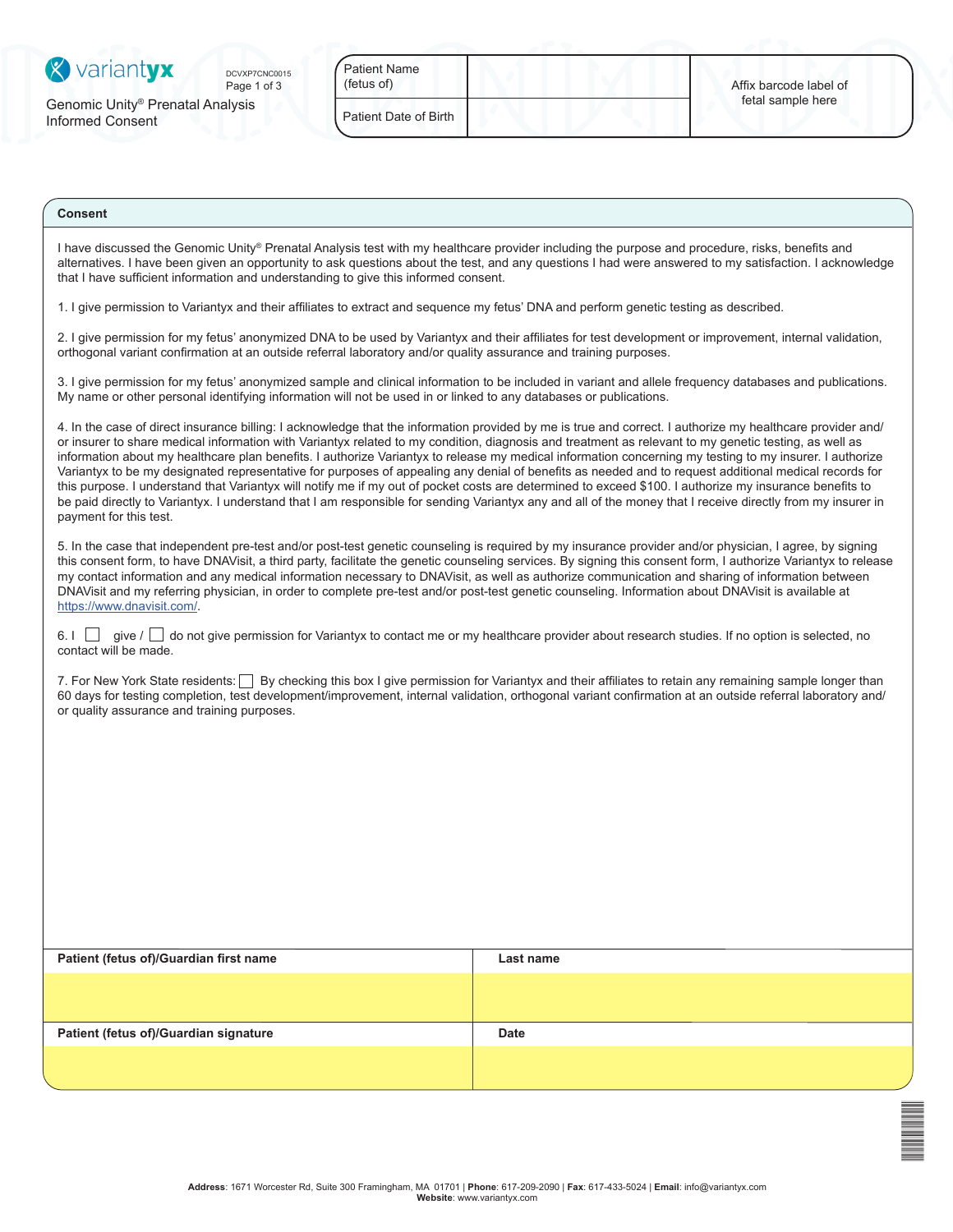variantyx

DCVXP7CNC0015

Genomic Unity® Prenatal Analysis Informed Consent

| Patient Name (fetus of) | | Affix barcode label of fetal sample here |
|---|---|---|
| Patient Date of Birth | | |

## Consent

I have discussed the Genomic Unity® Prenatal Analysis test with my healthcare provider including the purpose and procedure, risks, benefits and alternatives. I have been given an opportunity to ask questions about the test, and any questions I had were answered to my satisfaction. I acknowledge that I have sufficient information and understanding to give this informed consent.

1. I give permission to Variantyx and their affiliates to extract and sequence my fetus' DNA and perform genetic testing as described.

2. I give permission for my fetus' anonymized DNA to be used by Variantyx and their affiliates for test development or improvement, internal validation, orthogonal variant confirmation at an outside referral laboratory and/or quality assurance and training purposes.

3. I give permission for my fetus' anonymized sample and clinical information to be included in variant and allele frequency databases and publications. My name or other personal identifying information will not be used in or linked to any databases or publications.

4. In the case of direct insurance billing: I acknowledge that the information provided by me is true and correct. I authorize my healthcare provider and/or insurer to share medical information with Variantyx related to my condition, diagnosis and treatment as relevant to my genetic testing, as well as information about my healthcare plan benefits. I authorize Variantyx to release my medical information concerning my testing to my insurer. I authorize Variantyx to be my designated representative for purposes of appealing any denial of benefits as needed and to request additional medical records for this purpose. I understand that Variantyx will notify me if my out of pocket costs are determined to exceed $100. I authorize my insurance benefits to be paid directly to Variantyx. I understand that I am responsible for sending Variantyx any and all of the money that I receive directly from my insurer in payment for this test.

5. In the case that independent pre-test and/or post-test genetic counseling is required by my insurance provider and/or physician, I agree, by signing this consent form, to have DNAVisit, a third party, facilitate the genetic counseling services. By signing this consent form, I authorize Variantyx to release my contact information and any medical information necessary to DNAVisit, as well as authorize communication and sharing of information between DNAVisit and my referring physician, in order to complete pre-test and/or post-test genetic counseling. Information about DNAVisit is available at https://www.dnavisit.com/.

6. I ☐ give / ☐ do not give permission for Variantyx to contact me or my healthcare provider about research studies. If no option is selected, no contact will be made.

7. For New York State residents: ☐ By checking this box I give permission for Variantyx and their affiliates to retain any remaining sample longer than 60 days for testing completion, test development/improvement, internal validation, orthogonal variant confirmation at an outside referral laboratory and/or quality assurance and training purposes.

| Patient (fetus of)/Guardian first name | Last name |
|---|---|
| | |
| **Patient (fetus of)/Guardian signature** | **Date** |
| | |

**Address**: 1671 Worcester Rd, Suite 300 Framingham, MA 01701 | **Phone**: 617-209-2090 | **Fax**: 617-433-5024 | **Email**: info@variantyx.com
**Website**: www.variantyx.com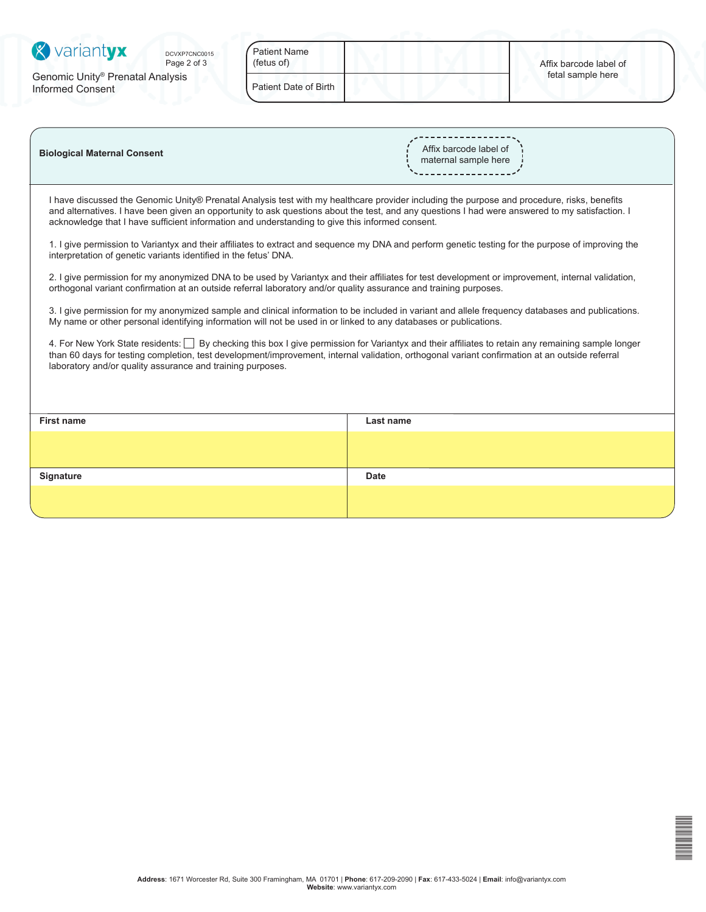variantyx

DCVXP7CNC0015

Genomic Unity® Prenatal Analysis Informed Consent

| Patient Name (fetus of) | | Affix barcode label of fetal sample here |
|---|---|---|
| Patient Date of Birth | | |

## Biological Maternal Consent

Affix barcode label of maternal sample here

I have discussed the Genomic Unity® Prenatal Analysis test with my healthcare provider including the purpose and procedure, risks, benefits and alternatives. I have been given an opportunity to ask questions about the test, and any questions I had were answered to my satisfaction. I acknowledge that I have sufficient information and understanding to give this informed consent.

1. I give permission to Variantyx and their affiliates to extract and sequence my DNA and perform genetic testing for the purpose of improving the interpretation of genetic variants identified in the fetus' DNA.

2. I give permission for my anonymized DNA to be used by Variantyx and their affiliates for test development or improvement, internal validation, orthogonal variant confirmation at an outside referral laboratory and/or quality assurance and training purposes.

3. I give permission for my anonymized sample and clinical information to be included in variant and allele frequency databases and publications. My name or other personal identifying information will not be used in or linked to any databases or publications.

4. For New York State residents: ☐ By checking this box I give permission for Variantyx and their affiliates to retain any remaining sample longer than 60 days for testing completion, test development/improvement, internal validation, orthogonal variant confirmation at an outside referral laboratory and/or quality assurance and training purposes.

| First name | Last name |
|---|---|
| | |
| **Signature** | **Date** |
| | |

**Address**: 1671 Worcester Rd, Suite 300 Framingham, MA 01701 | **Phone**: 617-209-2090 | **Fax**: 617-433-5024 | **Email**: info@variantyx.com
**Website**: www.variantyx.com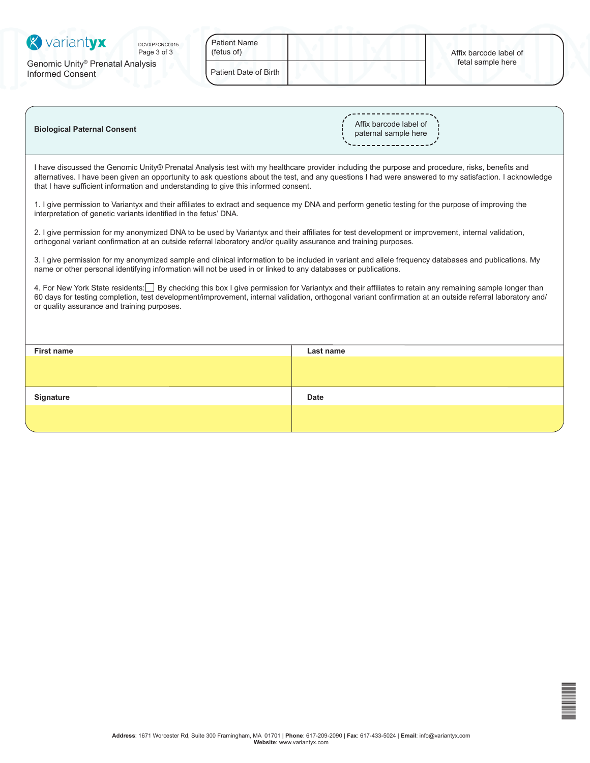variantyx

DCVXP7CNC0015

Genomic Unity® Prenatal Analysis Informed Consent

| | | |
|---|---|---|
| Patient Name (fetus of) | | Affix barcode label of fetal sample here |
| Patient Date of Birth | | |

## Biological Paternal Consent

Affix barcode label of paternal sample here

I have discussed the Genomic Unity® Prenatal Analysis test with my healthcare provider including the purpose and procedure, risks, benefits and alternatives. I have been given an opportunity to ask questions about the test, and any questions I had were answered to my satisfaction. I acknowledge that I have sufficient information and understanding to give this informed consent.

1. I give permission to Variantyx and their affiliates to extract and sequence my DNA and perform genetic testing for the purpose of improving the interpretation of genetic variants identified in the fetus' DNA.

2. I give permission for my anonymized DNA to be used by Variantyx and their affiliates for test development or improvement, internal validation, orthogonal variant confirmation at an outside referral laboratory and/or quality assurance and training purposes.

3. I give permission for my anonymized sample and clinical information to be included in variant and allele frequency databases and publications. My name or other personal identifying information will not be used in or linked to any databases or publications.

4. For New York State residents: ☐ By checking this box I give permission for Variantyx and their affiliates to retain any remaining sample longer than 60 days for testing completion, test development/improvement, internal validation, orthogonal variant confirmation at an outside referral laboratory and/or quality assurance and training purposes.

| First name | Last name |
|---|---|
| | |
| **Signature** | **Date** |
| | |

**Address**: 1671 Worcester Rd, Suite 300 Framingham, MA 01701 | **Phone**: 617-209-2090 | **Fax**: 617-433-5024 | **Email**: info@variantyx.com
**Website**: www.variantyx.com